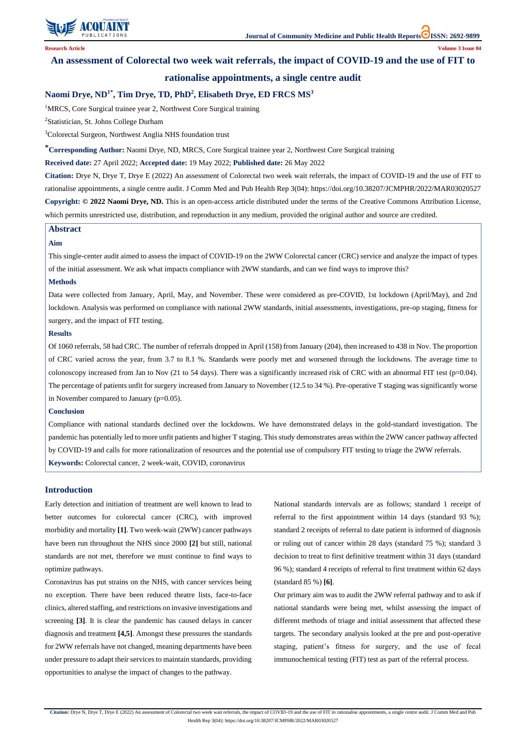Research Article

# An assessment of Colorectal two week wait referrals, the impact of COVID-19 and the use of FIT to rationalise appointments, a single centre audit

**Naomi Drye, ND[1*], Tim Drye, TD, PhD[2], Elisabeth Drye, ED FRCS MS[3]**

[1]MRCS, Core Surgical trainee year 2, Northwest Core Surgical training

[2]Statistician, St. Johns College Durham

[3]Colorectal Surgeon, Northwest Anglia NHS foundation trust

**[*]Corresponding Author:** Naomi Drye, ND, MRCS, Core Surgical trainee year 2, Northwest Core Surgical training

**Received date:** 27 April 2022; **Accepted date:** 19 May 2022; **Published date:** 26 May 2022

**Citation:** Drye N, Drye T, Drye E (2022) An assessment of Colorectal two week wait referrals, the impact of COVID-19 and the use of FIT to rationalise appointments, a single centre audit. J Comm Med and Pub Health Rep 3(04): https://doi.org/10.38207/JCMPHR/2022/MAR03020527

**Copyright: © 2022 Naomi Drye, ND.** This is an open-access article distributed under the terms of the Creative Commons Attribution License, which permits unrestricted use, distribution, and reproduction in any medium, provided the original author and source are credited.

## Abstract

### Aim

This single-center audit aimed to assess the impact of COVID-19 on the 2WW Colorectal cancer (CRC) service and analyze the impact of types of the initial assessment. We ask what impacts compliance with 2WW standards, and can we find ways to improve this?

### Methods

Data were collected from January, April, May, and November. These were considered as pre-COVID, 1st lockdown (April/May), and 2nd lockdown. Analysis was performed on compliance with national 2WW standards, initial assessments, investigations, pre-op staging, fitness for surgery, and the impact of FIT testing.

### Results

Of 1060 referrals, 58 had CRC. The number of referrals dropped in April (158) from January (204), then increased to 438 in Nov. The proportion of CRC varied across the year, from 3.7 to 8.1 %. Standards were poorly met and worsened through the lockdowns. The average time to colonoscopy increased from Jan to Nov (21 to 54 days). There was a significantly increased risk of CRC with an abnormal FIT test ($p=0.04$). The percentage of patients unfit for surgery increased from January to November (12.5 to 34 %). Pre-operative T staging was significantly worse in November compared to January ($p=0.05$).

### Conclusion

Compliance with national standards declined over the lockdowns. We have demonstrated delays in the gold-standard investigation. The pandemic has potentially led to more unfit patients and higher T staging. This study demonstrates areas within the 2WW cancer pathway affected by COVID-19 and calls for more rationalization of resources and the potential use of compulsory FIT testing to triage the 2WW referrals.

**Keywords:** Colorectal cancer, 2 week-wait, COVID, coronavirus

## Introduction

Early detection and initiation of treatment are well known to lead to better outcomes for colorectal cancer (CRC), with improved morbidity and mortality **[1]**. Two week-wait (2WW) cancer pathways have been run throughout the NHS since 2000 **[2]** but still, national standards are not met, therefore we must continue to find ways to optimize pathways.

Coronavirus has put strains on the NHS, with cancer services being no exception. There have been reduced theatre lists, face-to-face clinics, altered staffing, and restrictions on invasive investigations and screening **[3]**. It is clear the pandemic has caused delays in cancer diagnosis and treatment **[4,5]**. Amongst these pressures the standards for 2WW referrals have not changed, meaning departments have been under pressure to adapt their services to maintain standards, providing opportunities to analyse the impact of changes to the pathway.

National standards intervals are as follows; standard 1 receipt of referral to the first appointment within 14 days (standard 93 %); standard 2 receipts of referral to date patient is informed of diagnosis or ruling out of cancer within 28 days (standard 75 %); standard 3 decision to treat to first definitive treatment within 31 days (standard 96 %); standard 4 receipts of referral to first treatment within 62 days (standard 85 %) **[6]**.

Our primary aim was to audit the 2WW referral pathway and to ask if national standards were being met, whilst assessing the impact of different methods of triage and initial assessment that affected these targets. The secondary analysis looked at the pre and post-operative staging, patient's fitness for surgery, and the use of fecal immunochemical testing (FIT) test as part of the referral process.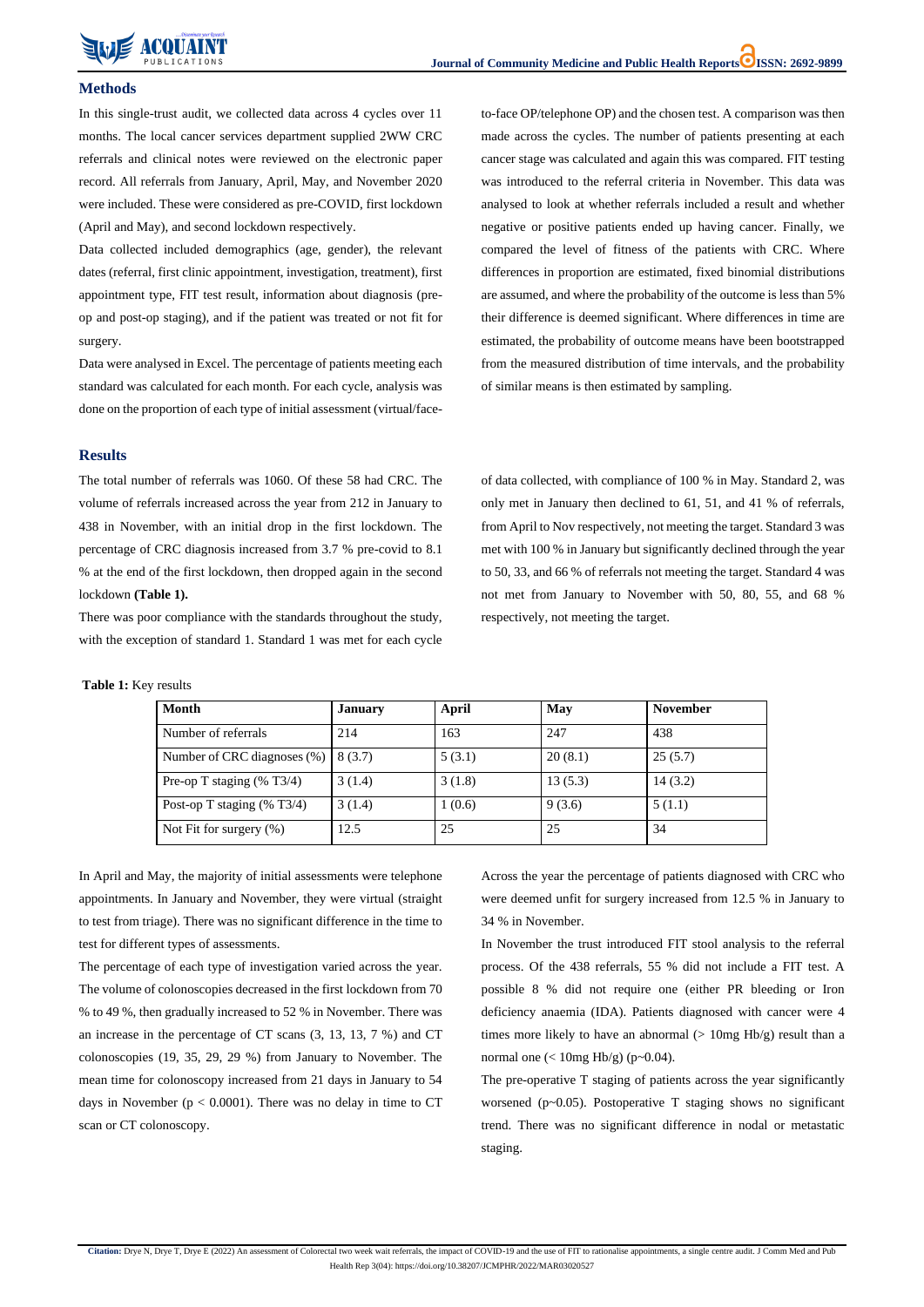## Methods

In this single-trust audit, we collected data across 4 cycles over 11 months. The local cancer services department supplied 2WW CRC referrals and clinical notes were reviewed on the electronic paper record. All referrals from January, April, May, and November 2020 were included. These were considered as pre-COVID, first lockdown (April and May), and second lockdown respectively.

Data collected included demographics (age, gender), the relevant dates (referral, first clinic appointment, investigation, treatment), first appointment type, FIT test result, information about diagnosis (pre-op and post-op staging), and if the patient was treated or not fit for surgery.

Data were analysed in Excel. The percentage of patients meeting each standard was calculated for each month. For each cycle, analysis was done on the proportion of each type of initial assessment (virtual/face-to-face OP/telephone OP) and the chosen test. A comparison was then made across the cycles. The number of patients presenting at each cancer stage was calculated and again this was compared. FIT testing was introduced to the referral criteria in November. This data was analysed to look at whether referrals included a result and whether negative or positive patients ended up having cancer. Finally, we compared the level of fitness of the patients with CRC. Where differences in proportion are estimated, fixed binomial distributions are assumed, and where the probability of the outcome is less than 5% their difference is deemed significant. Where differences in time are estimated, the probability of outcome means have been bootstrapped from the measured distribution of time intervals, and the probability of similar means is then estimated by sampling.

## Results

The total number of referrals was 1060. Of these 58 had CRC. The volume of referrals increased across the year from 212 in January to 438 in November, with an initial drop in the first lockdown. The percentage of CRC diagnosis increased from 3.7 % pre-covid to 8.1 % at the end of the first lockdown, then dropped again in the second lockdown **(Table 1).**

There was poor compliance with the standards throughout the study, with the exception of standard 1. Standard 1 was met for each cycle of data collected, with compliance of 100 % in May. Standard 2, was only met in January then declined to 61, 51, and 41 % of referrals, from April to Nov respectively, not meeting the target. Standard 3 was met with 100 % in January but significantly declined through the year to 50, 33, and 66 % of referrals not meeting the target. Standard 4 was not met from January to November with 50, 80, 55, and 68 % respectively, not meeting the target.

**Table 1:** Key results

| Month | January | April | May | November |
|---|---|---|---|---|
| Number of referrals | 214 | 163 | 247 | 438 |
| Number of CRC diagnoses (%) | 8 (3.7) | 5 (3.1) | 20 (8.1) | 25 (5.7) |
| Pre-op T staging (% T3/4) | 3 (1.4) | 3 (1.8) | 13 (5.3) | 14 (3.2) |
| Post-op T staging (% T3/4) | 3 (1.4) | 1 (0.6) | 9 (3.6) | 5 (1.1) |
| Not Fit for surgery (%) | 12.5 | 25 | 25 | 34 |

In April and May, the majority of initial assessments were telephone appointments. In January and November, they were virtual (straight to test from triage). There was no significant difference in the time to test for different types of assessments.

The percentage of each type of investigation varied across the year. The volume of colonoscopies decreased in the first lockdown from 70 % to 49 %, then gradually increased to 52 % in November. There was an increase in the percentage of CT scans (3, 13, 13, 7 %) and CT colonoscopies (19, 35, 29, 29 %) from January to November. The mean time for colonoscopy increased from 21 days in January to 54 days in November ($p < 0.0001$). There was no delay in time to CT scan or CT colonoscopy.

Across the year the percentage of patients diagnosed with CRC who were deemed unfit for surgery increased from 12.5 % in January to 34 % in November.

In November the trust introduced FIT stool analysis to the referral process. Of the 438 referrals, 55 % did not include a FIT test. A possible 8 % did not require one (either PR bleeding or Iron deficiency anaemia (IDA). Patients diagnosed with cancer were 4 times more likely to have an abnormal (> 10mg Hb/g) result than a normal one (< 10mg Hb/g) ($p \sim 0.04$).

The pre-operative T staging of patients across the year significantly worsened ($p \sim 0.05$). Postoperative T staging shows no significant trend. There was no significant difference in nodal or metastatic staging.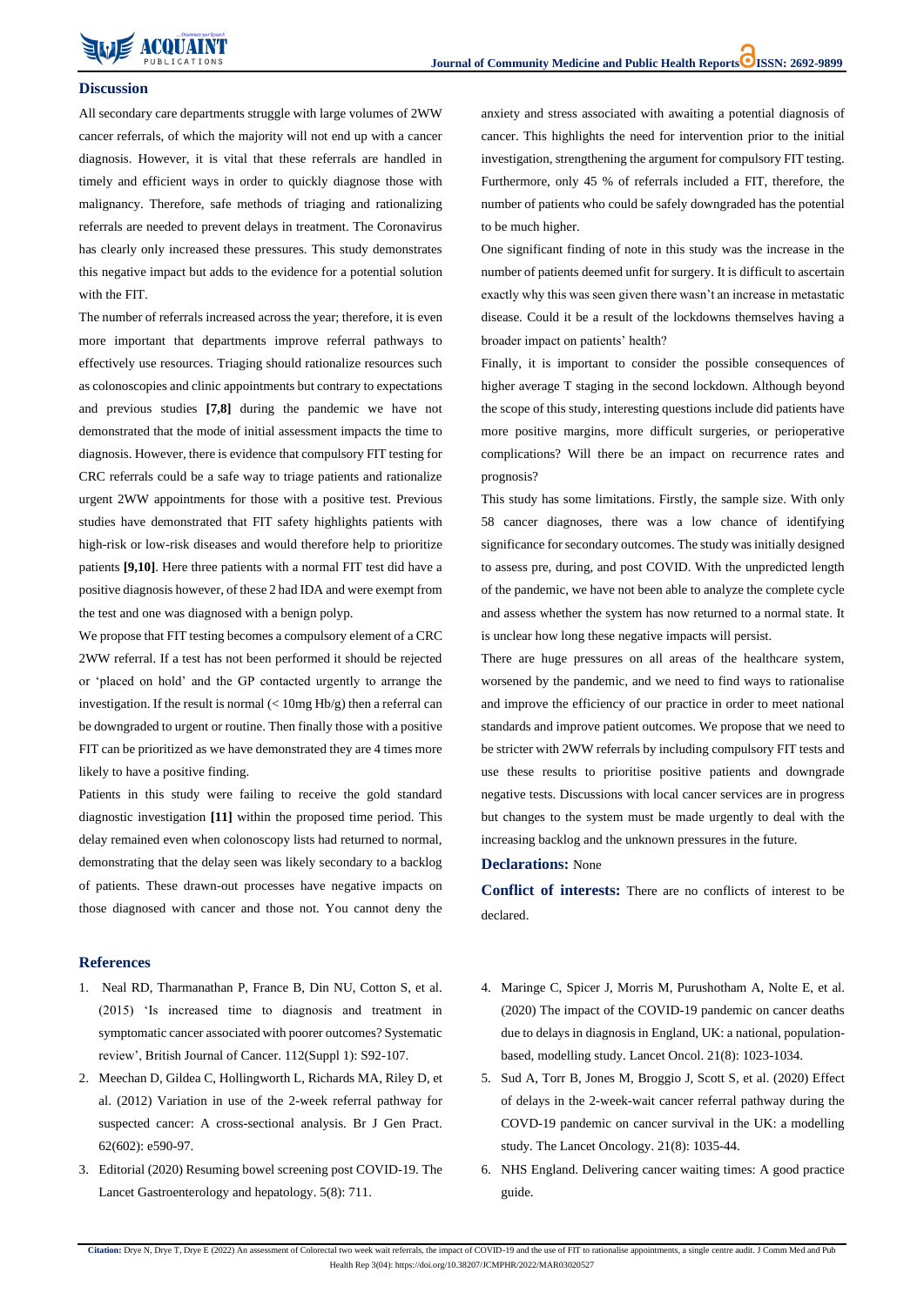## Discussion

All secondary care departments struggle with large volumes of 2WW cancer referrals, of which the majority will not end up with a cancer diagnosis. However, it is vital that these referrals are handled in timely and efficient ways in order to quickly diagnose those with malignancy. Therefore, safe methods of triaging and rationalizing referrals are needed to prevent delays in treatment. The Coronavirus has clearly only increased these pressures. This study demonstrates this negative impact but adds to the evidence for a potential solution with the FIT.

The number of referrals increased across the year; therefore, it is even more important that departments improve referral pathways to effectively use resources. Triaging should rationalize resources such as colonoscopies and clinic appointments but contrary to expectations and previous studies **[7,8]** during the pandemic we have not demonstrated that the mode of initial assessment impacts the time to diagnosis. However, there is evidence that compulsory FIT testing for CRC referrals could be a safe way to triage patients and rationalize urgent 2WW appointments for those with a positive test. Previous studies have demonstrated that FIT safety highlights patients with high-risk or low-risk diseases and would therefore help to prioritize patients **[9,10]**. Here three patients with a normal FIT test did have a positive diagnosis however, of these 2 had IDA and were exempt from the test and one was diagnosed with a benign polyp.

We propose that FIT testing becomes a compulsory element of a CRC 2WW referral. If a test has not been performed it should be rejected or 'placed on hold' and the GP contacted urgently to arrange the investigation. If the result is normal (< 10mg Hb/g) then a referral can be downgraded to urgent or routine. Then finally those with a positive FIT can be prioritized as we have demonstrated they are 4 times more likely to have a positive finding.

Patients in this study were failing to receive the gold standard diagnostic investigation **[11]** within the proposed time period. This delay remained even when colonoscopy lists had returned to normal, demonstrating that the delay seen was likely secondary to a backlog of patients. These drawn-out processes have negative impacts on those diagnosed with cancer and those not. You cannot deny the anxiety and stress associated with awaiting a potential diagnosis of cancer. This highlights the need for intervention prior to the initial investigation, strengthening the argument for compulsory FIT testing. Furthermore, only 45 % of referrals included a FIT, therefore, the number of patients who could be safely downgraded has the potential to be much higher.

One significant finding of note in this study was the increase in the number of patients deemed unfit for surgery. It is difficult to ascertain exactly why this was seen given there wasn't an increase in metastatic disease. Could it be a result of the lockdowns themselves having a broader impact on patients' health?

Finally, it is important to consider the possible consequences of higher average T staging in the second lockdown. Although beyond the scope of this study, interesting questions include did patients have more positive margins, more difficult surgeries, or perioperative complications? Will there be an impact on recurrence rates and prognosis?

This study has some limitations. Firstly, the sample size. With only 58 cancer diagnoses, there was a low chance of identifying significance for secondary outcomes. The study was initially designed to assess pre, during, and post COVID. With the unpredicted length of the pandemic, we have not been able to analyze the complete cycle and assess whether the system has now returned to a normal state. It is unclear how long these negative impacts will persist.

There are huge pressures on all areas of the healthcare system, worsened by the pandemic, and we need to find ways to rationalise and improve the efficiency of our practice in order to meet national standards and improve patient outcomes. We propose that we need to be stricter with 2WW referrals by including compulsory FIT tests and use these results to prioritise positive patients and downgrade negative tests. Discussions with local cancer services are in progress but changes to the system must be made urgently to deal with the increasing backlog and the unknown pressures in the future.

**Declarations:** None

**Conflict of interests:** There are no conflicts of interest to be declared.

## References

1. Neal RD, Tharmanathan P, France B, Din NU, Cotton S, et al. (2015) 'Is increased time to diagnosis and treatment in symptomatic cancer associated with poorer outcomes? Systematic review', British Journal of Cancer. 112(Suppl 1): S92-107.
2. Meechan D, Gildea C, Hollingworth L, Richards MA, Riley D, et al. (2012) Variation in use of the 2-week referral pathway for suspected cancer: A cross-sectional analysis. Br J Gen Pract. 62(602): e590-97.
3. Editorial (2020) Resuming bowel screening post COVID-19. The Lancet Gastroenterology and hepatology. 5(8): 711.
4. Maringe C, Spicer J, Morris M, Purushotham A, Nolte E, et al. (2020) The impact of the COVID-19 pandemic on cancer deaths due to delays in diagnosis in England, UK: a national, population-based, modelling study. Lancet Oncol. 21(8): 1023-1034.
5. Sud A, Torr B, Jones M, Broggio J, Scott S, et al. (2020) Effect of delays in the 2-week-wait cancer referral pathway during the COVD-19 pandemic on cancer survival in the UK: a modelling study. The Lancet Oncology. 21(8): 1035-44.
6. NHS England. Delivering cancer waiting times: A good practice guide.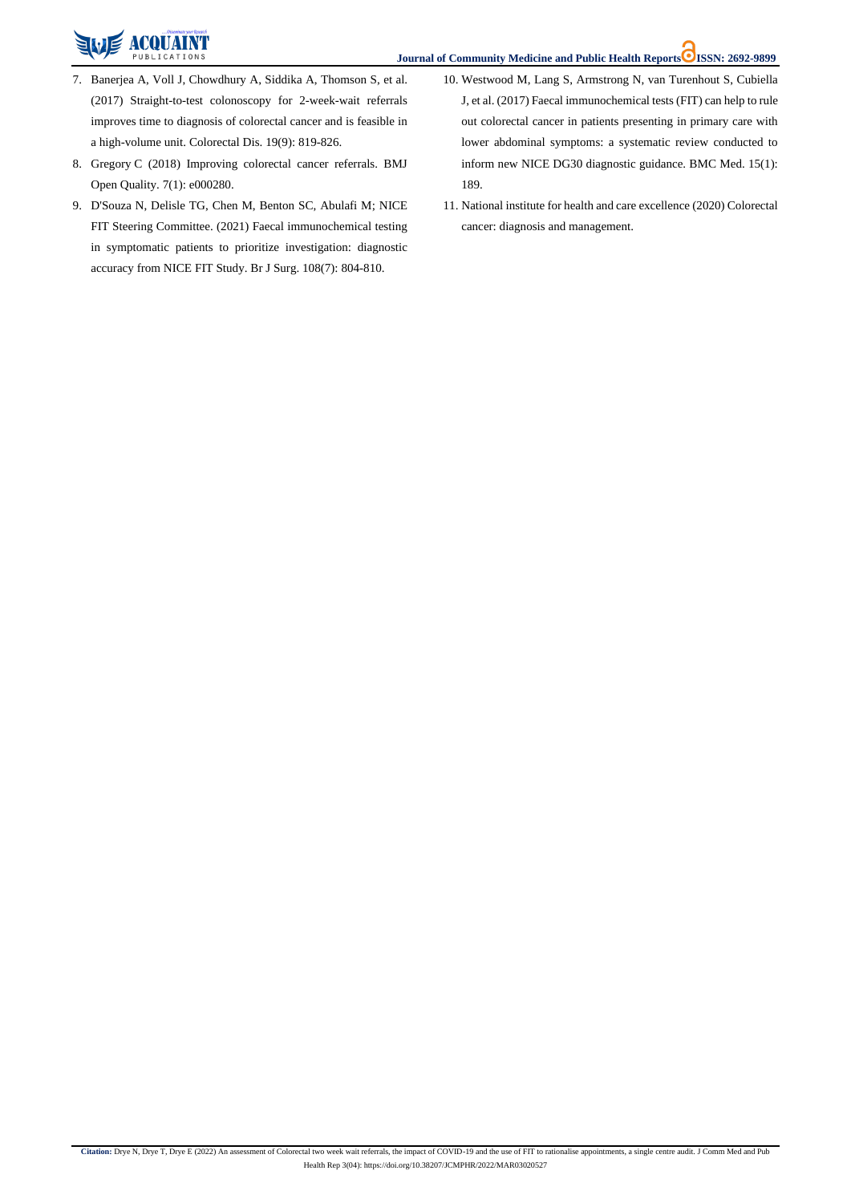7. Banerjea A, Voll J, Chowdhury A, Siddika A, Thomson S, et al. (2017) Straight-to-test colonoscopy for 2-week-wait referrals improves time to diagnosis of colorectal cancer and is feasible in a high-volume unit. Colorectal Dis. 19(9): 819-826.
8. Gregory C (2018) Improving colorectal cancer referrals. BMJ Open Quality. 7(1): e000280.
9. D'Souza N, Delisle TG, Chen M, Benton SC, Abulafi M; NICE FIT Steering Committee. (2021) Faecal immunochemical testing in symptomatic patients to prioritize investigation: diagnostic accuracy from NICE FIT Study. Br J Surg. 108(7): 804-810.
10. Westwood M, Lang S, Armstrong N, van Turenhout S, Cubiella J, et al. (2017) Faecal immunochemical tests (FIT) can help to rule out colorectal cancer in patients presenting in primary care with lower abdominal symptoms: a systematic review conducted to inform new NICE DG30 diagnostic guidance. BMC Med. 15(1): 189.
11. National institute for health and care excellence (2020) Colorectal cancer: diagnosis and management.